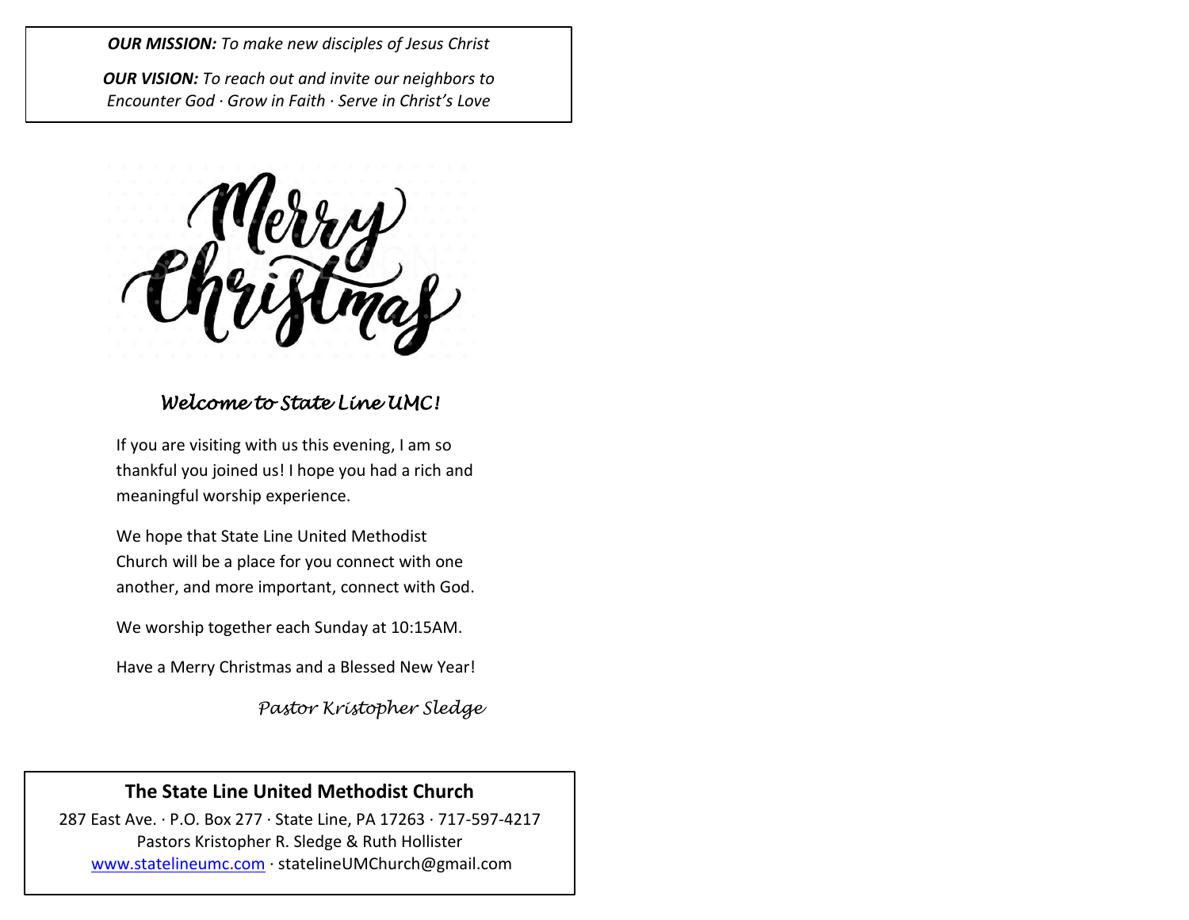***OUR MISSION:*** *To make new disciples of Jesus Christ*

***OUR VISION:*** *To reach out and invite our neighbors to Encounter God · Grow in Faith · Serve in Christ's Love*

# Merry Christmas

## *Welcome to State Line UMC!*

If you are visiting with us this evening, I am so thankful you joined us! I hope you had a rich and meaningful worship experience.

We hope that State Line United Methodist Church will be a place for you connect with one another, and more important, connect with God.

We worship together each Sunday at 10:15AM.

Have a Merry Christmas and a Blessed New Year!

*Pastor Kristopher Sledge*

**The State Line United Methodist Church**

287 East Ave. · P.O. Box 277 · State Line, PA 17263 · 717-597-4217
Pastors Kristopher R. Sledge & Ruth Hollister
www.statelineumc.com · statelineUMChurch@gmail.com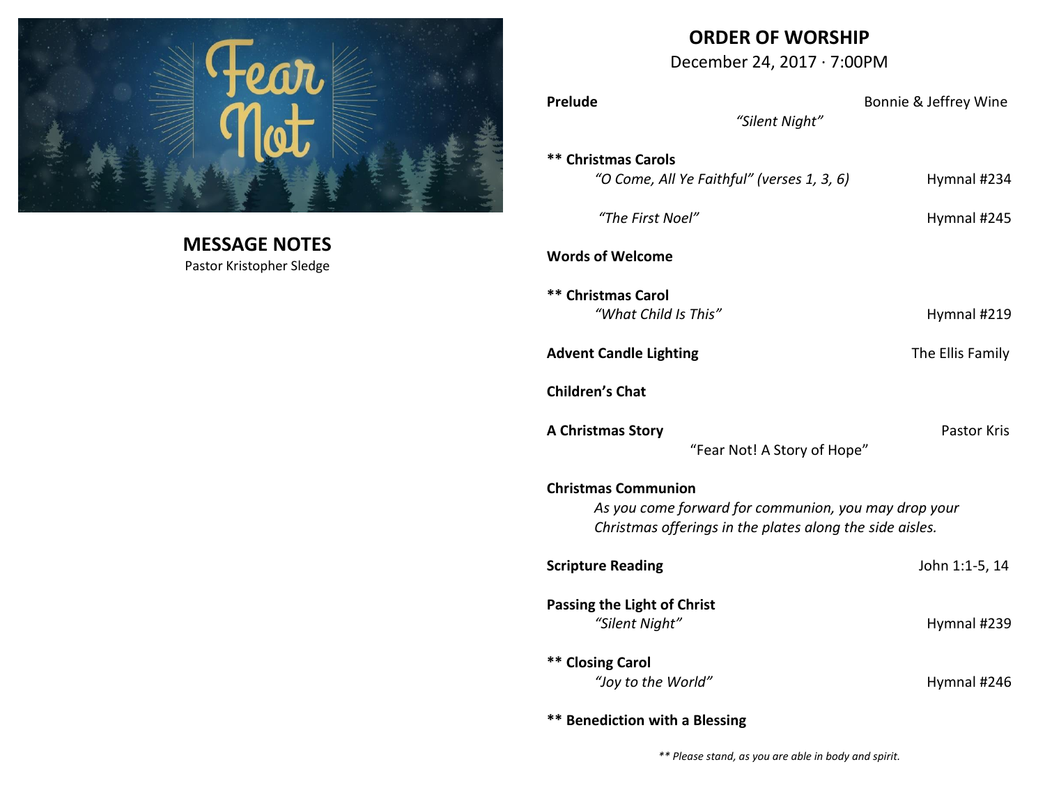Fear Not

## MESSAGE NOTES

Pastor Kristopher Sledge

## ORDER OF WORSHIP

December 24, 2017 · 7:00PM

**Prelude** — Bonnie & Jeffrey Wine
*"Silent Night"*

**\*\* Christmas Carols**
*"O Come, All Ye Faithful" (verses 1, 3, 6)* — Hymnal #234
*"The First Noel"* — Hymnal #245

**Words of Welcome**

**\*\* Christmas Carol**
*"What Child Is This"* — Hymnal #219

**Advent Candle Lighting** — The Ellis Family

**Children's Chat**

**A Christmas Story** — Pastor Kris
"Fear Not! A Story of Hope"

**Christmas Communion**
*As you come forward for communion, you may drop your Christmas offerings in the plates along the side aisles.*

**Scripture Reading** — John 1:1-5, 14

**Passing the Light of Christ**
*"Silent Night"* — Hymnal #239

**\*\* Closing Carol**
*"Joy to the World"* — Hymnal #246

**\*\* Benediction with a Blessing**

*\*\* Please stand, as you are able in body and spirit.*